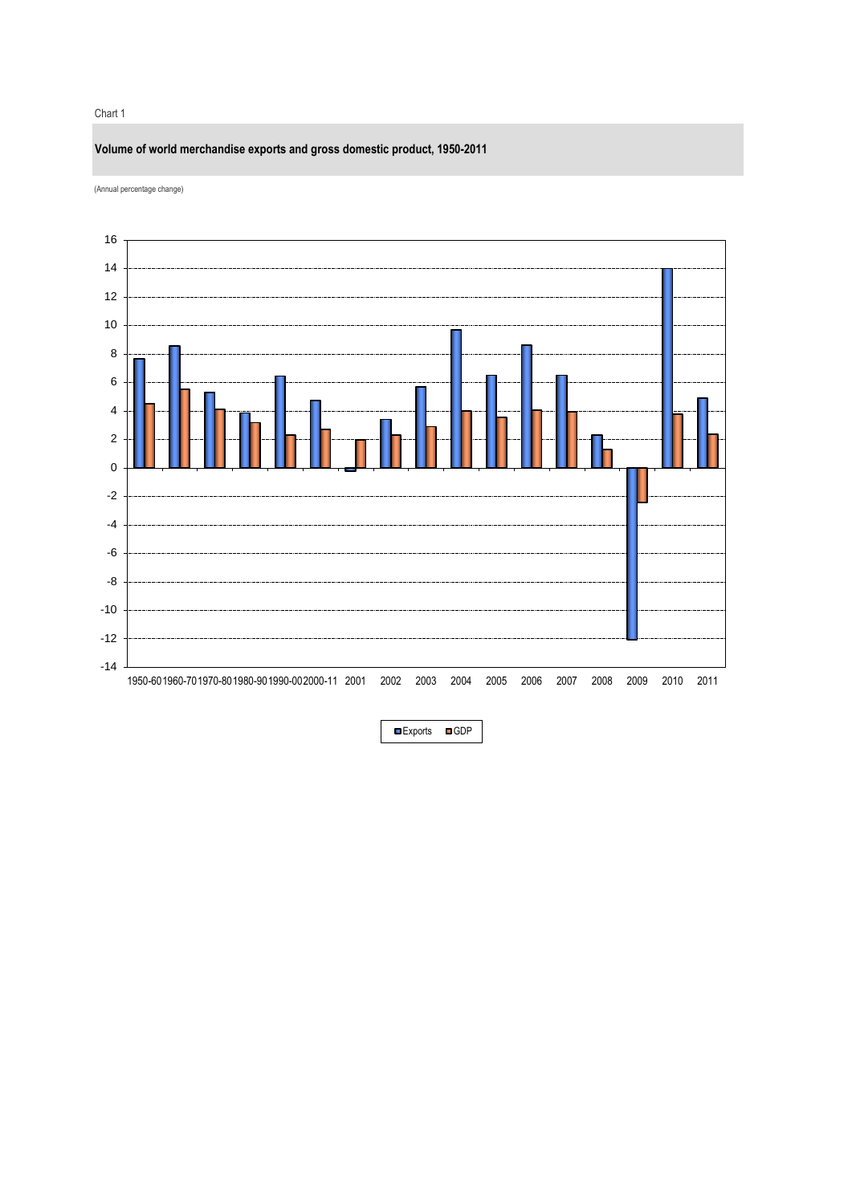Chart 1

**Volume of world merchandise exports and gross domestic product, 1950-2011**

(Annual percentage change)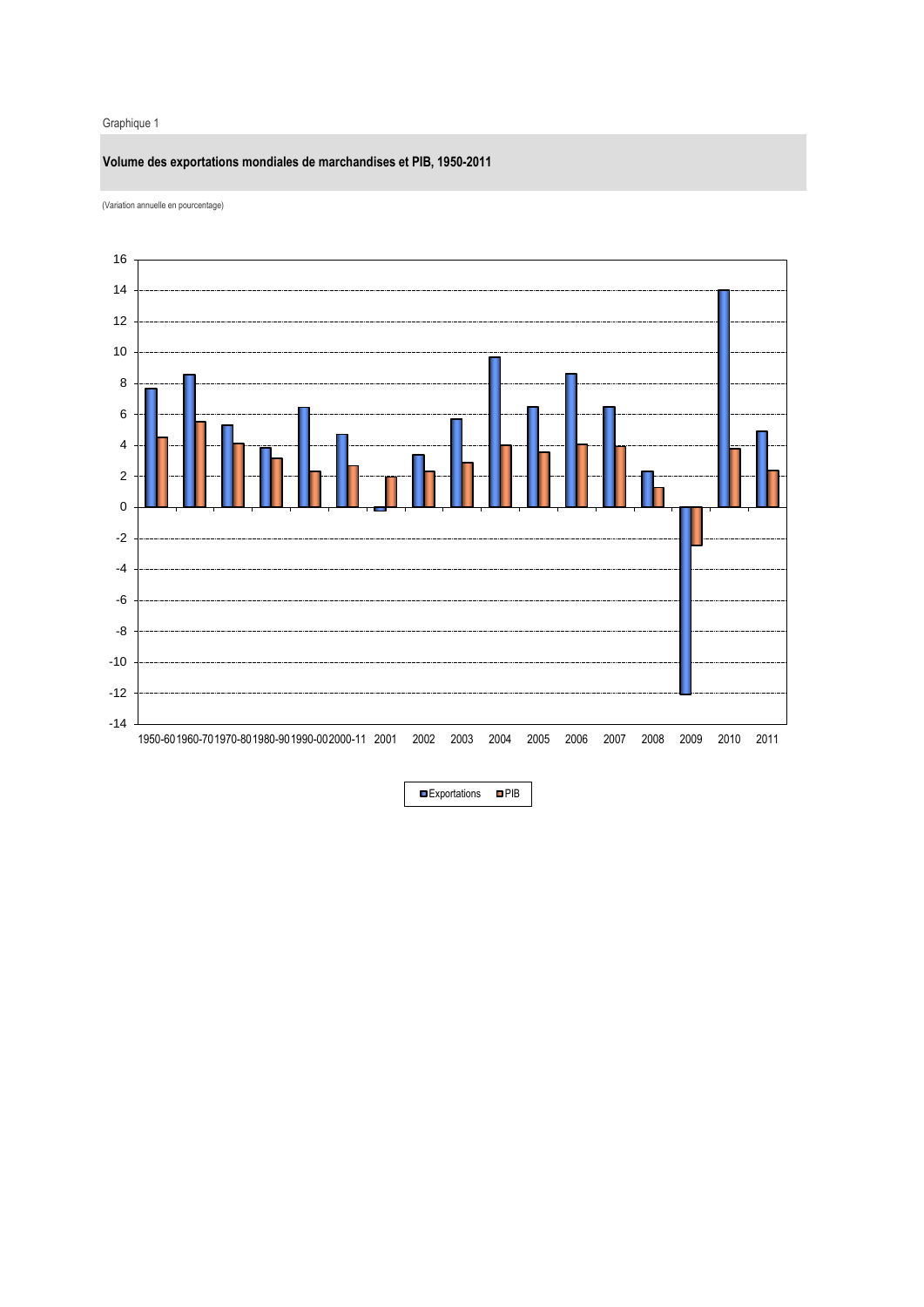Graphique 1

**Volume des exportations mondiales de marchandises et PIB, 1950-2011**

(Variation annuelle en pourcentage)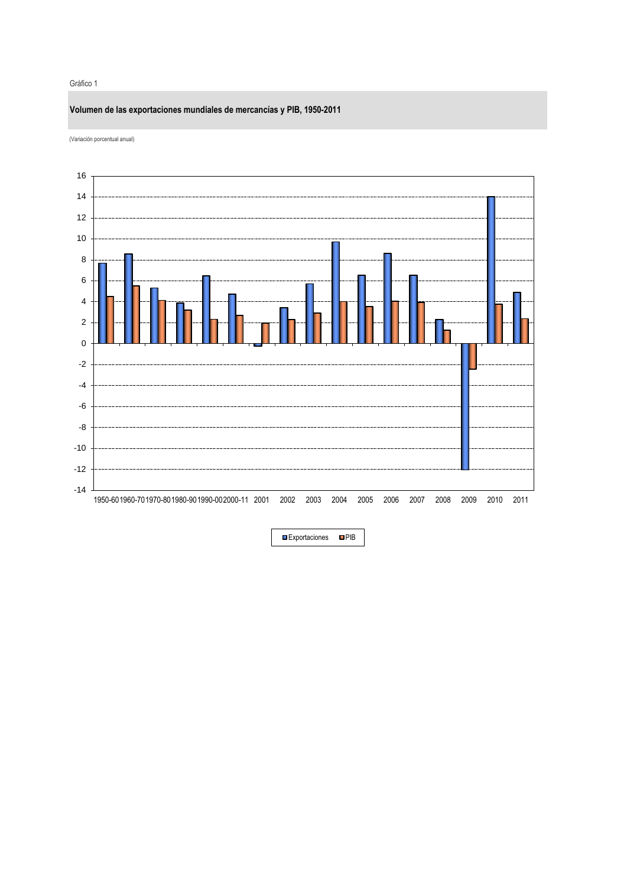Gráfico 1

**Volumen de las exportaciones mundiales de mercancías y PIB, 1950-2011**

(Variación porcentual anual)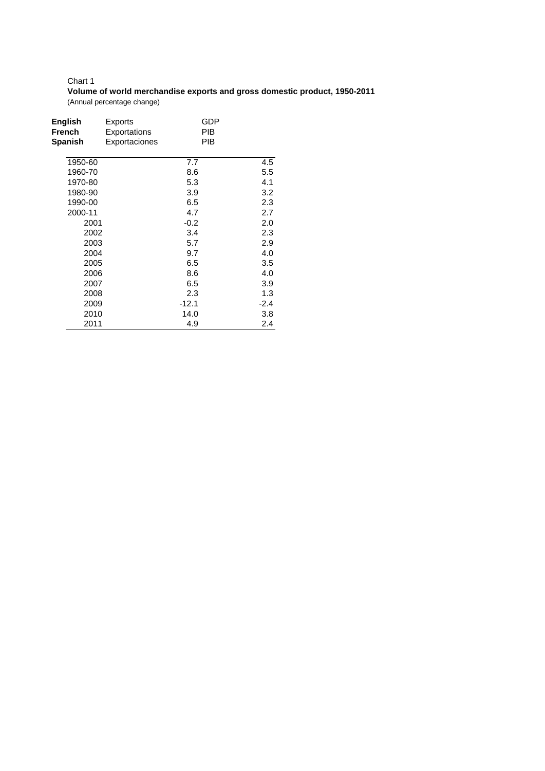Chart 1

**Volume of world merchandise exports and gross domestic product, 1950-2011**

(Annual percentage change)

| | | |
|---|---|---|
| **English** | Exports | GDP |
| **French** | Exportations | PIB |
| **Spanish** | Exportaciones | PIB |

| | | |
|---|---|---|
| 1950-60 | 7.7 | 4.5 |
| 1960-70 | 8.6 | 5.5 |
| 1970-80 | 5.3 | 4.1 |
| 1980-90 | 3.9 | 3.2 |
| 1990-00 | 6.5 | 2.3 |
| 2000-11 | 4.7 | 2.7 |
| 2001 | -0.2 | 2.0 |
| 2002 | 3.4 | 2.3 |
| 2003 | 5.7 | 2.9 |
| 2004 | 9.7 | 4.0 |
| 2005 | 6.5 | 3.5 |
| 2006 | 8.6 | 4.0 |
| 2007 | 6.5 | 3.9 |
| 2008 | 2.3 | 1.3 |
| 2009 | -12.1 | -2.4 |
| 2010 | 14.0 | 3.8 |
| 2011 | 4.9 | 2.4 |